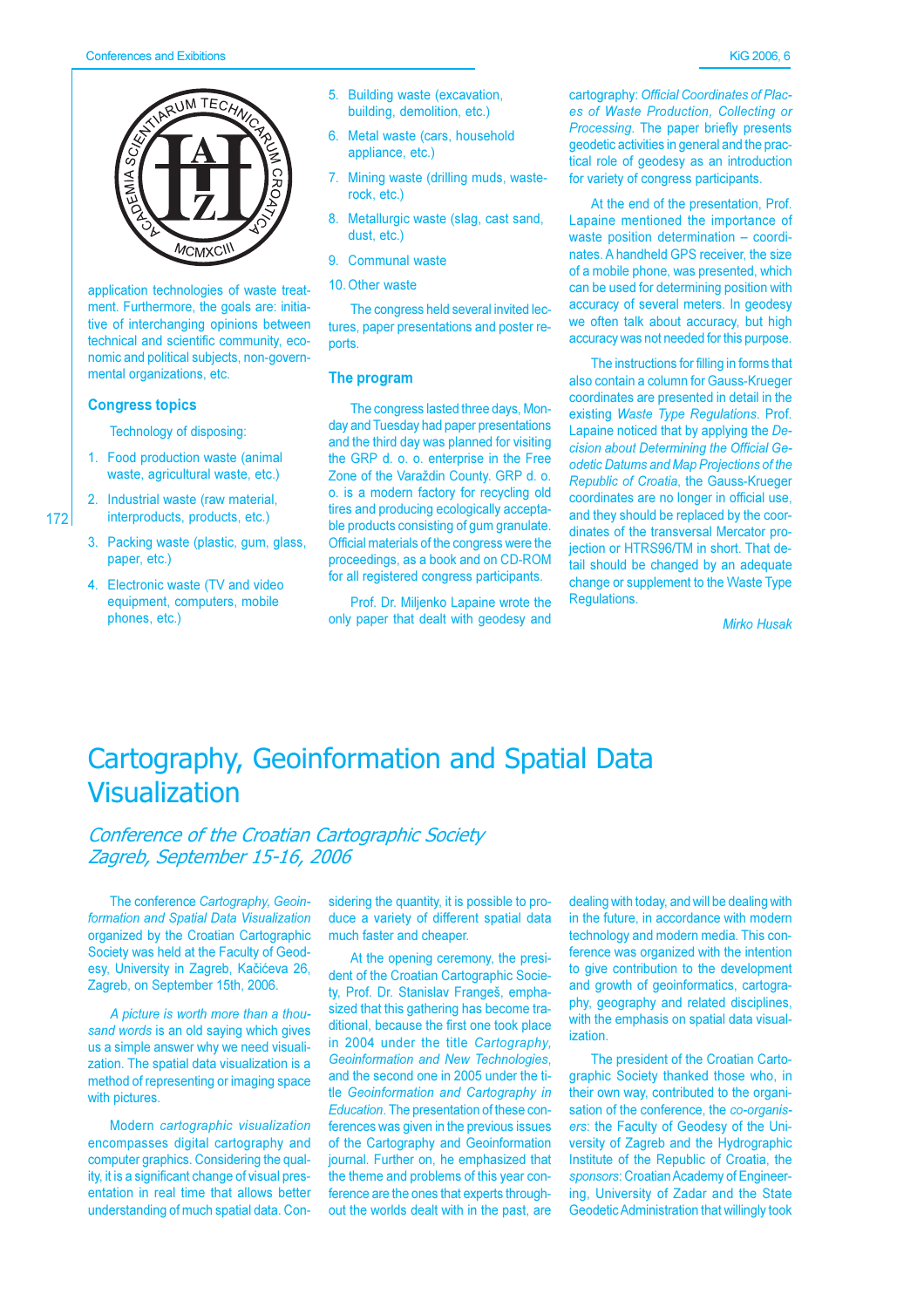application technologies of waste treatment. Furthermore, the goals are: initiative of interchanging opinions between technical and scientific community, economic and political subjects, non-governmental organizations, etc.

### Congress topics

Technology of disposing:

1. Food production waste (animal waste, agricultural waste, etc.)
2. Industrial waste (raw material, interproducts, products, etc.)
3. Packing waste (plastic, gum, glass, paper, etc.)
4. Electronic waste (TV and video equipment, computers, mobile phones, etc.)
5. Building waste (excavation, building, demolition, etc.)
6. Metal waste (cars, household appliance, etc.)
7. Mining waste (drilling muds, waste-rock, etc.)
8. Metallurgic waste (slag, cast sand, dust, etc.)
9. Communal waste
10. Other waste

The congress held several invited lectures, paper presentations and poster reports.

### The program

The congress lasted three days, Monday and Tuesday had paper presentations and the third day was planned for visiting the GRP d. o. o. enterprise in the Free Zone of the Varaždin County. GRP d. o. o. is a modern factory for recycling old tires and producing ecologically acceptable products consisting of gum granulate. Official materials of the congress were the proceedings, as a book and on CD-ROM for all registered congress participants.

Prof. Dr. Miljenko Lapaine wrote the only paper that dealt with geodesy and cartography: *Official Coordinates of Places of Waste Production, Collecting or Processing*. The paper briefly presents geodetic activities in general and the practical role of geodesy as an introduction for variety of congress participants.

At the end of the presentation, Prof. Lapaine mentioned the importance of waste position determination – coordinates. A handheld GPS receiver, the size of a mobile phone, was presented, which can be used for determining position with accuracy of several meters. In geodesy we often talk about accuracy, but high accuracy was not needed for this purpose.

The instructions for filling in forms that also contain a column for Gauss-Krueger coordinates are presented in detail in the existing *Waste Type Regulations*. Prof. Lapaine noticed that by applying the *Decision about Determining the Official Geodetic Datums and Map Projections of the Republic of Croatia*, the Gauss-Krueger coordinates are no longer in official use, and they should be replaced by the coordinates of the transversal Mercator projection or HTRS96/TM in short. That detail should be changed by an adequate change or supplement to the Waste Type Regulations.

*Mirko Husak*

# Cartography, Geoinformation and Spatial Data Visualization

*Conference of the Croatian Cartographic Society*
*Zagreb, September 15-16, 2006*

The conference *Cartography, Geoinformation and Spatial Data Visualization* organized by the Croatian Cartographic Society was held at the Faculty of Geodesy, University in Zagreb, Kačićeva 26, Zagreb, on September 15th, 2006.

*A picture is worth more than a thousand words* is an old saying which gives us a simple answer why we need visualization. The spatial data visualization is a method of representing or imaging space with pictures.

Modern *cartographic visualization* encompasses digital cartography and computer graphics. Considering the quality, it is a significant change of visual presentation in real time that allows better understanding of much spatial data. Considering the quantity, it is possible to produce a variety of different spatial data much faster and cheaper.

At the opening ceremony, the president of the Croatian Cartographic Society, Prof. Dr. Stanislav Frangeš, emphasized that this gathering has become traditional, because the first one took place in 2004 under the title *Cartography, Geoinformation and New Technologies*, and the second one in 2005 under the title *Geoinformation and Cartography in Education*. The presentation of these conferences was given in the previous issues of the Cartography and Geoinformation journal. Further on, he emphasized that the theme and problems of this year conference are the ones that experts throughout the worlds dealt with in the past, are dealing with today, and will be dealing with in the future, in accordance with modern technology and modern media. This conference was organized with the intention to give contribution to the development and growth of geoinformatics, cartography, geography and related disciplines, with the emphasis on spatial data visualization.

The president of the Croatian Cartographic Society thanked those who, in their own way, contributed to the organisation of the conference, the *co-organisers*: the Faculty of Geodesy of the University of Zagreb and the Hydrographic Institute of the Republic of Croatia, the *sponsors*: Croatian Academy of Engineering, University of Zadar and the State Geodetic Administration that willingly took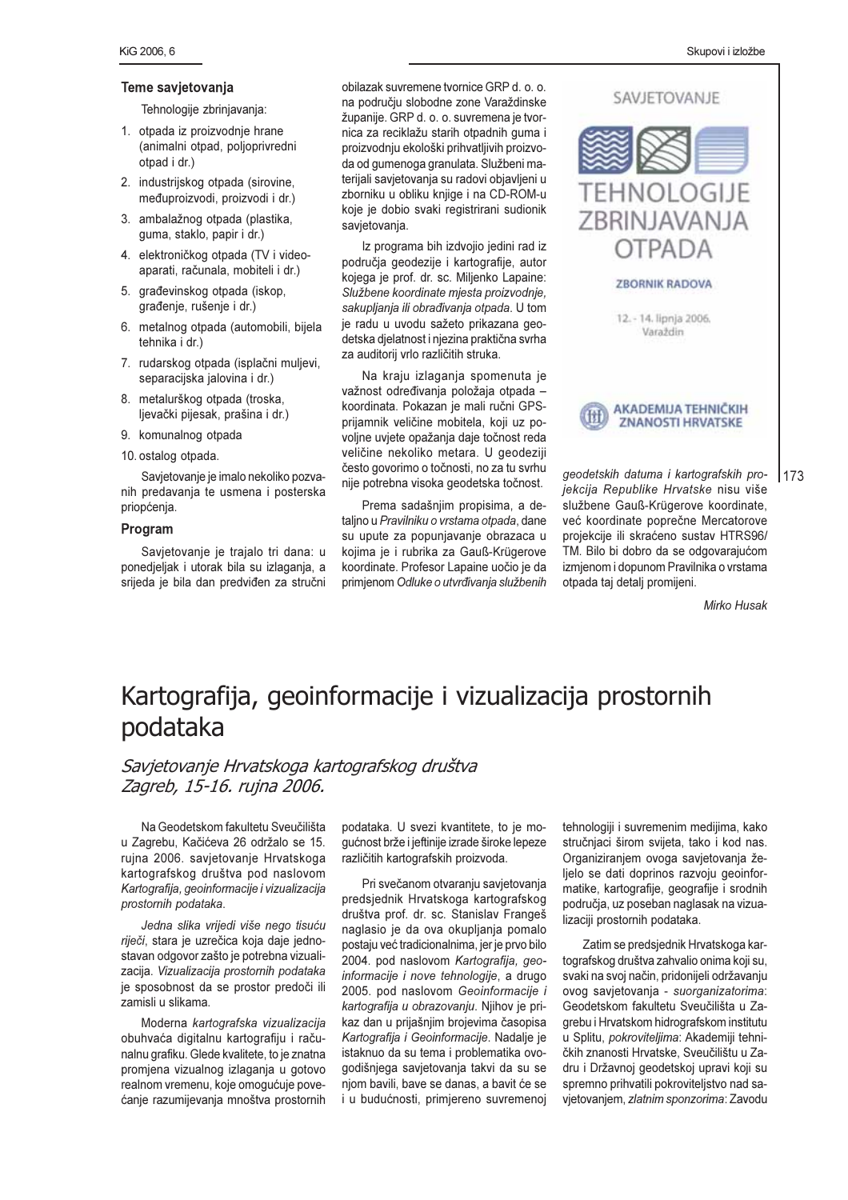### Teme savjetovanja

Tehnologije zbrinjavanja:

1. otpada iz proizvodnje hrane (animalni otpad, poljoprivredni otpad i dr.)
2. industrijskog otpada (sirovine, međuproizvodi, proizvodi i dr.)
3. ambalažnog otpada (plastika, guma, staklo, papir i dr.)
4. elektroničkog otpada (TV i video-aparati, računala, mobiteli i dr.)
5. građevinskog otpada (iskop, građenje, rušenje i dr.)
6. metalnog otpada (automobili, bijela tehnika i dr.)
7. rudarskog otpada (isplačni muljevi, separacijska jalovina i dr.)
8. metalurškog otpada (troska, ljevački pijesak, prašina i dr.)
9. komunalnog otpada
10. ostalog otpada.

Savjetovanje je imalo nekoliko pozvanih predavanja te usmena i posterska priopćenja.

### Program

Savjetovanje je trajalo tri dana: u ponedjeljak i utorak bila su izlaganja, a srijeda je bila dan predviđen za stručni obilazak suvremene tvornice GRP d. o. o. na području slobodne zone Varaždinske županije. GRP d. o. o. suvremena je tvornica za reciklažu starih otpadnih guma i proizvodnju ekološki prihvatljivih proizvoda od gumenoga granulata. Službeni materijali savjetovanja su radovi objavljeni u zborniku u obliku knjige i na CD-ROM-u koje je dobio svaki registrirani sudionik savjetovanja.

Iz programa bih izdvojio jedini rad iz područja geodezije i kartografije, autor kojega je prof. dr. sc. Miljenko Lapaine: *Službene koordinate mjesta proizvodnje, sakupljanja ili obrađivanja otpada*. U tom je radu u uvodu sažeto prikazana geodetska djelatnost i njezina praktična svrha za auditorij vrlo različitih struka.

Na kraju izlaganja spomenuta je važnost određivanja položaja otpada – koordinata. Pokazan je mali ručni GPS-prijamnik veličine mobitela, koji uz povoljne uvjete opažanja daje točnost reda veličine nekoliko metara. U geodeziji često govorimo o točnosti, no za tu svrhu nije potrebna visoka geodetska točnost.

Prema sadašnjim propisima, a detaljno u *Pravilniku o vrstama otpada*, dane su upute za popunjavanje obrazaca u kojima je i rubrika za Gauß-Krügerove koordinate. Profesor Lapaine uočio je da primjenom *Odluke o utvrđivanju službenih geodetskih datuma i kartografskih projekcija Republike Hrvatske* nisu više službene Gauß-Krügerove koordinate, već koordinate poprečne Mercatorove projekcije ili skraćeno sustav HTRS96/TM. Bilo bi dobro da se odgovarajućom izmjenom i dopunom Pravilnika o vrstama otpada taj detalj promijeni.

SAVJETOVANJE

TEHNOLOGIJE ZBRINJAVANJA OTPADA

ZBORNIK RADOVA

12. - 14. lipnja 2006.
Varaždin

AKADEMIJA TEHNIČKIH ZNANOSTI HRVATSKE

*Mirko Husak*

# Kartografija, geoinformacije i vizualizacija prostornih podataka

*Savjetovanje Hrvatskoga kartografskog društva*
*Zagreb, 15-16. rujna 2006.*

Na Geodetskom fakultetu Sveučilišta u Zagrebu, Kačićeva 26 održalo se 15. rujna 2006. savjetovanje Hrvatskoga kartografskog društva pod naslovom *Kartografija, geoinformacije i vizualizacija prostornih podataka*.

*Jedna slika vrijedi više nego tisuću riječi*, stara je uzrečica koja daje jednostavan odgovor zašto je potrebna vizualizacija. *Vizualizacija prostornih podataka* je sposobnost da se prostor predoči ili zamisli u slikama.

Moderna *kartografska vizualizacija* obuhvaća digitalnu kartografiju i računalnu grafiku. Glede kvalitete, to je znatna promjena vizualnog izlaganja u gotovo realnom vremenu, koje omogućuje povećanje razumijevanja mnoštva prostornih podataka. U svezi kvantitete, to je mogućnost brže i jeftinije izrade široke lepeze različitih kartografskih proizvoda.

Pri svečanom otvaranju savjetovanja predsjednik Hrvatskoga kartografskog društva prof. dr. sc. Stanislav Frangeš naglasio je da ova okupljanja pomalo postaju već tradicionalnima, jer je prvo bilo 2004. pod naslovom *Kartografija, geoinformacije i nove tehnologije*, a drugo 2005. pod naslovom *Geoinformacije i kartografija u obrazovanju*. Njihov je prikaz dan u prijašnjim brojevima časopisa *Kartografija i Geoinformacije*. Nadalje je istaknuo da su tema i problematika ovogodišnjega savjetovanja takvi da su se njom bavili, bave se danas, a bavit će se i u budućnosti, primjereno suvremenoj tehnologiji i suvremenim medijima, kako stručnjaci širom svijeta, tako i kod nas. Organiziranjem ovoga savjetovanja željelo se dati doprinos razvoju geoinformatike, kartografije, geografije i srodnih područja, uz poseban naglasak na vizualizaciji prostornih podataka.

Zatim se predsjednik Hrvatskoga kartografskog društva zahvalio onima koji su, svaki na svoj način, pridonijeli održavanju ovog savjetovanja - *suorganizatorima*: Geodetskom fakultetu Sveučilišta u Zagrebu i Hrvatskom hidrografskom institutu u Splitu, *pokroviteljima*: Akademiji tehničkih znanosti Hrvatske, Sveučilištu u Zadru i Državnoj geodetskoj upravi koji su spremno prihvatili pokroviteljstvo nad savjetovanjem, *zlatnim sponzorima*: Zavodu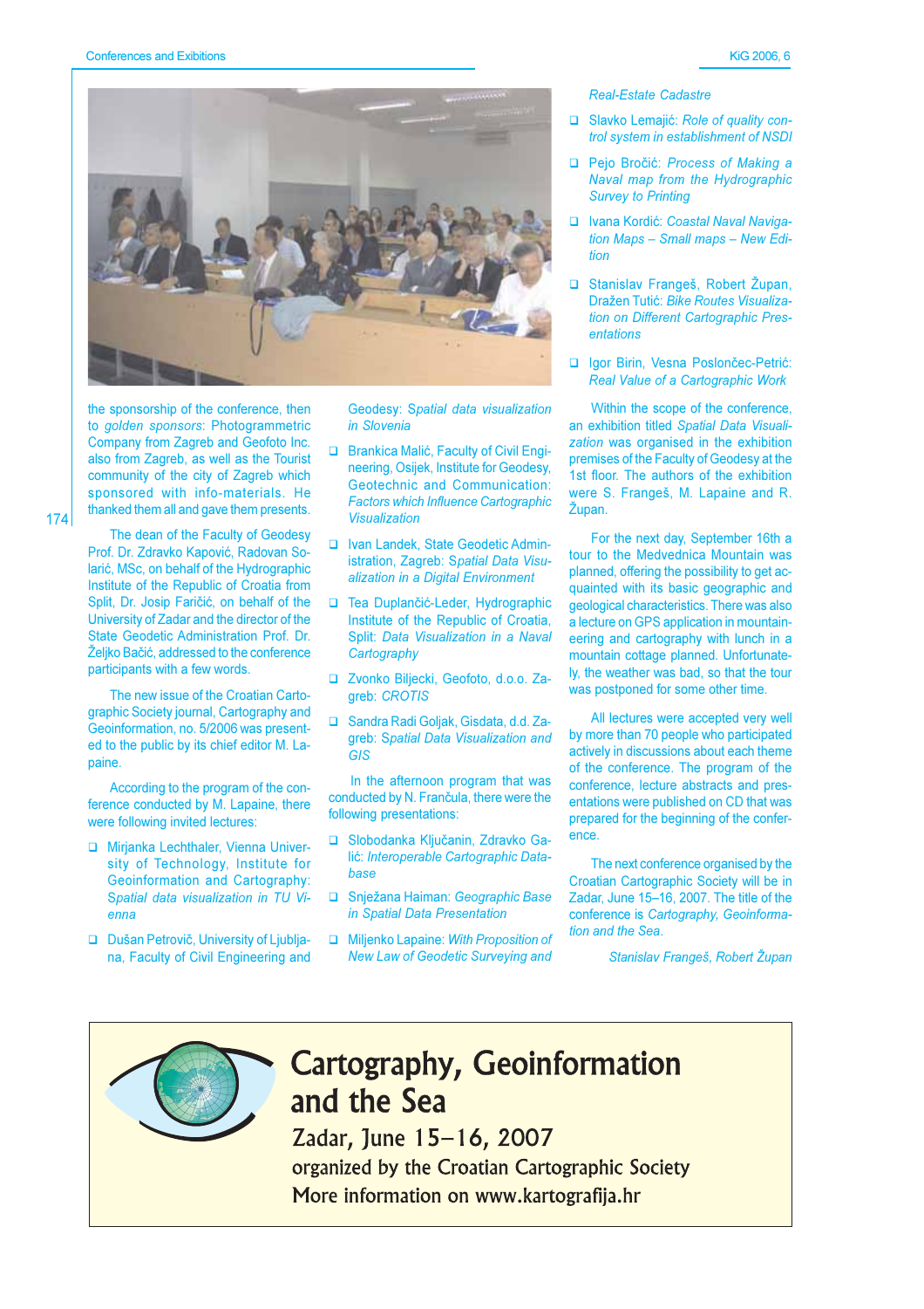the sponsorship of the conference, then to *golden sponsors*: Photogrammetric Company from Zagreb and Geofoto Inc. also from Zagreb, as well as the Tourist community of the city of Zagreb which sponsored with info-materials. He thanked them all and gave them presents.

The dean of the Faculty of Geodesy Prof. Dr. Zdravko Kapović, Radovan Solarić, MSc, on behalf of the Hydrographic Institute of the Republic of Croatia from Split, Dr. Josip Faričić, on behalf of the University of Zadar and the director of the State Geodetic Administration Prof. Dr. Željko Bačić, addressed to the conference participants with a few words.

The new issue of the Croatian Cartographic Society journal, Cartography and Geoinformation, no. 5/2006 was presented to the public by its chief editor M. Lapaine.

According to the program of the conference conducted by M. Lapaine, there were following invited lectures:

- Mirjanka Lechthaler, Vienna University of Technology, Institute for Geoinformation and Cartography: *Spatial data visualization in TU Vienna*
- Dušan Petrovič, University of Ljubljana, Faculty of Civil Engineering and Geodesy: *Spatial data visualization in Slovenia*
- Brankica Malić, Faculty of Civil Engineering, Osijek, Institute for Geodesy, Geotechnic and Communication: *Factors which Influence Cartographic Visualization*
- Ivan Landek, State Geodetic Administration, Zagreb: *Spatial Data Visualization in a Digital Environment*
- Tea Duplančić-Leder, Hydrographic Institute of the Republic of Croatia, Split: *Data Visualization in a Naval Cartography*
- Zvonko Biljecki, Geofoto, d.o.o. Zagreb: *CROTIS*
- Sandra Radi Goljak, Gisdata, d.d. Zagreb: *Spatial Data Visualization and GIS*

In the afternoon program that was conducted by N. Frančula, there were the following presentations:

- Slobodanka Ključanin, Zdravko Galić: *Interoperable Cartographic Database*
- Snježana Haiman: *Geographic Base in Spatial Data Presentation*
- Miljenko Lapaine: *With Proposition of New Law of Geodetic Surveying and Real-Estate Cadastre*
- Slavko Lemajić: *Role of quality control system in establishment of NSDI*
- Pejo Bročić: *Process of Making a Naval map from the Hydrographic Survey to Printing*
- Ivana Kordić: *Coastal Naval Navigation Maps – Small maps – New Edition*
- Stanislav Frangeš, Robert Župan, Dražen Tutić: *Bike Routes Visualization on Different Cartographic Presentations*
- Igor Birin, Vesna Poslončec-Petrić: *Real Value of a Cartographic Work*

Within the scope of the conference, an exhibition titled *Spatial Data Visualization* was organised in the exhibition premises of the Faculty of Geodesy at the 1st floor. The authors of the exhibition were S. Frangeš, M. Lapaine and R. Župan.

For the next day, September 16th a tour to the Medvednica Mountain was planned, offering the possibility to get acquainted with its basic geographic and geological characteristics. There was also a lecture on GPS application in mountaineering and cartography with lunch in a mountain cottage planned. Unfortunately, the weather was bad, so that the tour was postponed for some other time.

All lectures were accepted very well by more than 70 people who participated actively in discussions about each theme of the conference. The program of the conference, lecture abstracts and presentations were published on CD that was prepared for the beginning of the conference.

The next conference organised by the Croatian Cartographic Society will be in Zadar, June 15–16, 2007. The title of the conference is *Cartography, Geoinformation and the Sea*.

*Stanislav Frangeš, Robert Župan*

# Cartography, Geoinformation and the Sea

Zadar, June 15–16, 2007

organized by the Croatian Cartographic Society

More information on www.kartografija.hr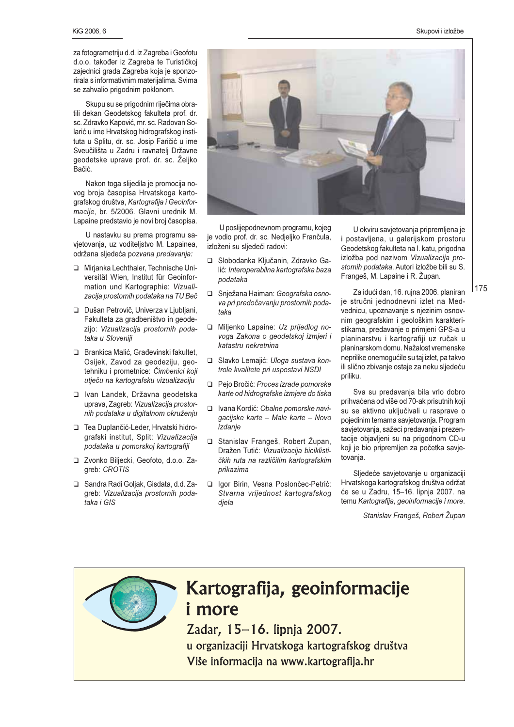za fotogrametriju d.d. iz Zagreba i Geofotu d.o.o. također iz Zagreba te Turističkoj zajednici grada Zagreba koja je sponzorirala s informativnim materijalima. Svima se zahvalio prigodnim poklonom.

Skupu su se prigodnim riječima obratili dekan Geodetskog fakulteta prof. dr. sc. Zdravko Kapović, mr. sc. Radovan Solarić u ime Hrvatskog hidrografskog instituta u Splitu, dr. sc. Josip Faričić u ime Sveučilišta u Zadru i ravnatelj Državne geodetske uprave prof. dr. sc. Željko Bačić.

Nakon toga slijedila je promocija novog broja časopisa Hrvatskoga kartografskog društva, *Kartografija i Geoinformacije*, br. 5/2006. Glavni urednik M. Lapaine predstavio je novi broj časopisa.

U nastavku su prema programu savjetovanja, uz voditeljstvo M. Lapainea, održana sljedeća *pozvana predavanja:*

- Mirjanka Lechthaler, Technische Universität Wien, Institut für Geoinformation und Kartographie: *Vizualizacija prostornih podataka na TU Beč*
- Dušan Petrovič, Univerza v Ljubljani, Fakulteta za gradbeništvo in geodezijo: *Vizualizacija prostornih podataka u Sloveniji*
- Brankica Malić, Građevinski fakultet, Osijek, Zavod za geodeziju, geotehniku i prometnice: *Čimbenici koji utječu na kartografsku vizualizaciju*
- Ivan Landek, Državna geodetska uprava, Zagreb: *Vizualizacija prostornih podataka u digitalnom okruženju*
- Tea Duplančić-Leder, Hrvatski hidrografski institut, Split: *Vizualizacija podataka u pomorskoj kartografiji*
- Zvonko Biljecki, Geofoto, d.o.o. Zagreb: *CROTIS*
- Sandra Radi Goljak, Gisdata, d.d. Zagreb: *Vizualizacija prostornih podataka i GIS*

U poslijepodnevnom programu, kojeg je vodio prof. dr. sc. Nedjeljko Frančula, izloženi su sljedeći radovi:

- Slobodanka Ključanin, Zdravko Galić: *Interoperabilna kartografska baza podataka*
- Snježana Haiman: *Geografska osnova pri predočavanju prostornih podataka*
- Miljenko Lapaine: *Uz prijedlog novoga Zakona o geodetskoj izmjeri i katastru nekretnina*
- Slavko Lemajić: *Uloga sustava kontrole kvalitete pri uspostavi NSDI*
- Pejo Bročić: *Proces izrade pomorske karte od hidrografske izmjere do tiska*
- Ivana Kordić: *Obalne pomorske navigacijske karte – Male karte – Novo izdanje*
- Stanislav Frangeš, Robert Župan, Dražen Tutić: *Vizualizacija biciklističkih ruta na različitim kartografskim prikazima*
- Igor Birin, Vesna Poslončec-Petrić: *Stvarna vrijednost kartografskog djela*

U okviru savjetovanja pripremljena je i postavljena, u galerijskom prostoru Geodetskog fakulteta na I. katu, prigodna izložba pod nazivom *Vizualizacija prostornih podataka*. Autori izložbe bili su S. Frangeš, M. Lapaine i R. Župan.

Za idući dan, 16. rujna 2006. planiran je stručni jednodnevni izlet na Medvednicu, upoznavanje s njezinim osnovnim geografskim i geološkim karakteristikama, predavanje o primjeni GPS-a u planinarstvu i kartografiji uz ručak u planinarskom domu. Nažalost vremenske neprilike onemogućile su taj izlet, pa takvo ili slično zbivanje ostaje za neku sljedeću priliku.

Sva su predavanja bila vrlo dobro prihvaćena od više od 70-ak prisutnih koji su se aktivno uključivali u rasprave o pojedinim temama savjetovanja. Program savjetovanja, sažeci predavanja i prezentacije objavljeni su na prigodnom CD-u koji je bio pripremljen za početka savjetovanja.

Sljedeće savjetovanje u organizaciji Hrvatskoga kartografskog društva održat će se u Zadru, 15–16. lipnja 2007. na temu *Kartografija, geoinformacije i more*.

*Stanislav Frangeš, Robert Župan*

**Kartografija, geoinformacije i more**

**Zadar, 15–16. lipnja 2007.**

**u organizaciji Hrvatskoga kartografskog društva**

**Više informacija na www.kartografija.hr**